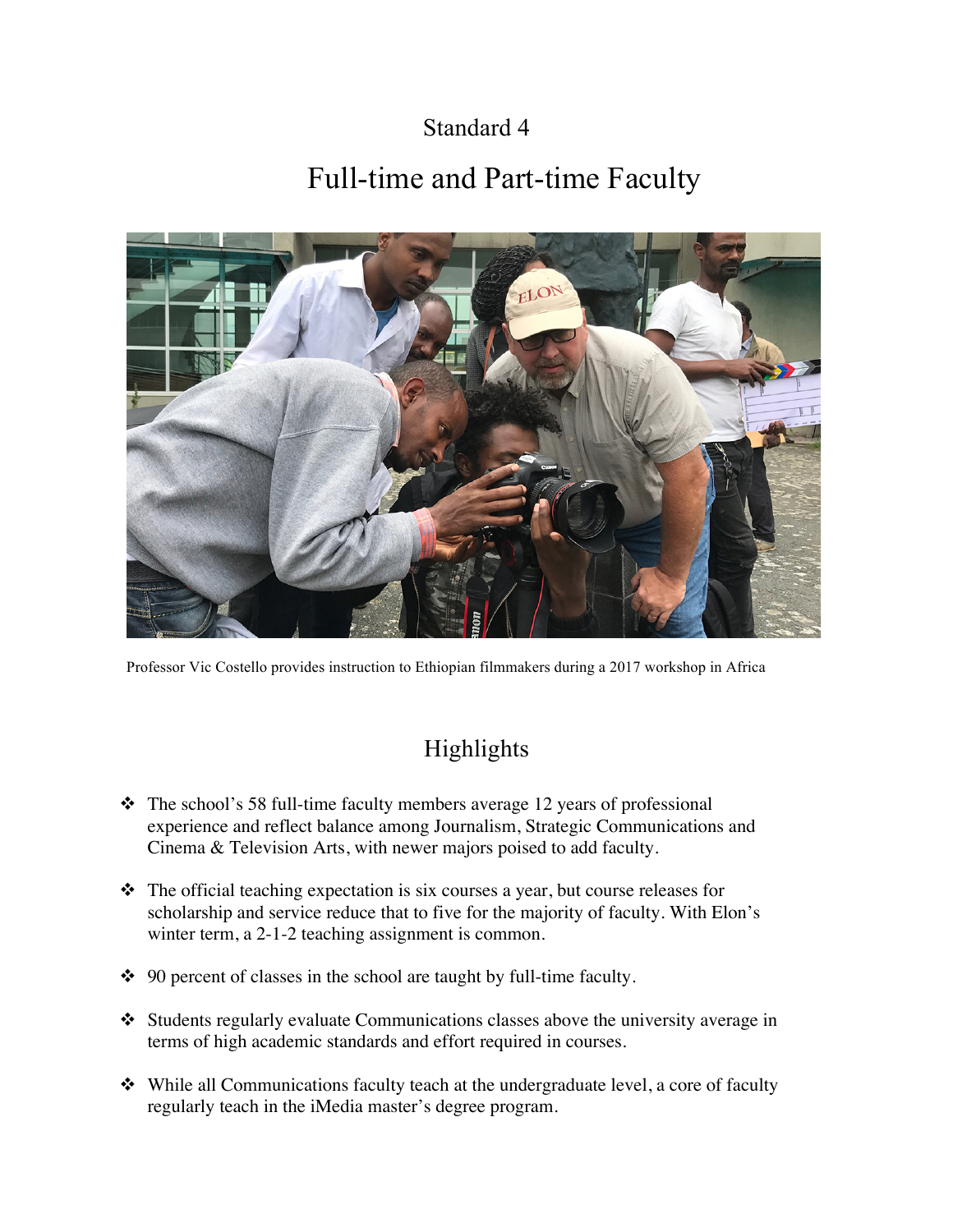Standard 4

# Full-time and Part-time Faculty

Professor Vic Costello provides instruction to Ethiopian filmmakers during a 2017 workshop in Africa

## Highlights

- The school's 58 full-time faculty members average 12 years of professional experience and reflect balance among Journalism, Strategic Communications and Cinema & Television Arts, with newer majors poised to add faculty.
- The official teaching expectation is six courses a year, but course releases for scholarship and service reduce that to five for the majority of faculty. With Elon's winter term, a 2-1-2 teaching assignment is common.
- 90 percent of classes in the school are taught by full-time faculty.
- Students regularly evaluate Communications classes above the university average in terms of high academic standards and effort required in courses.
- While all Communications faculty teach at the undergraduate level, a core of faculty regularly teach in the iMedia master's degree program.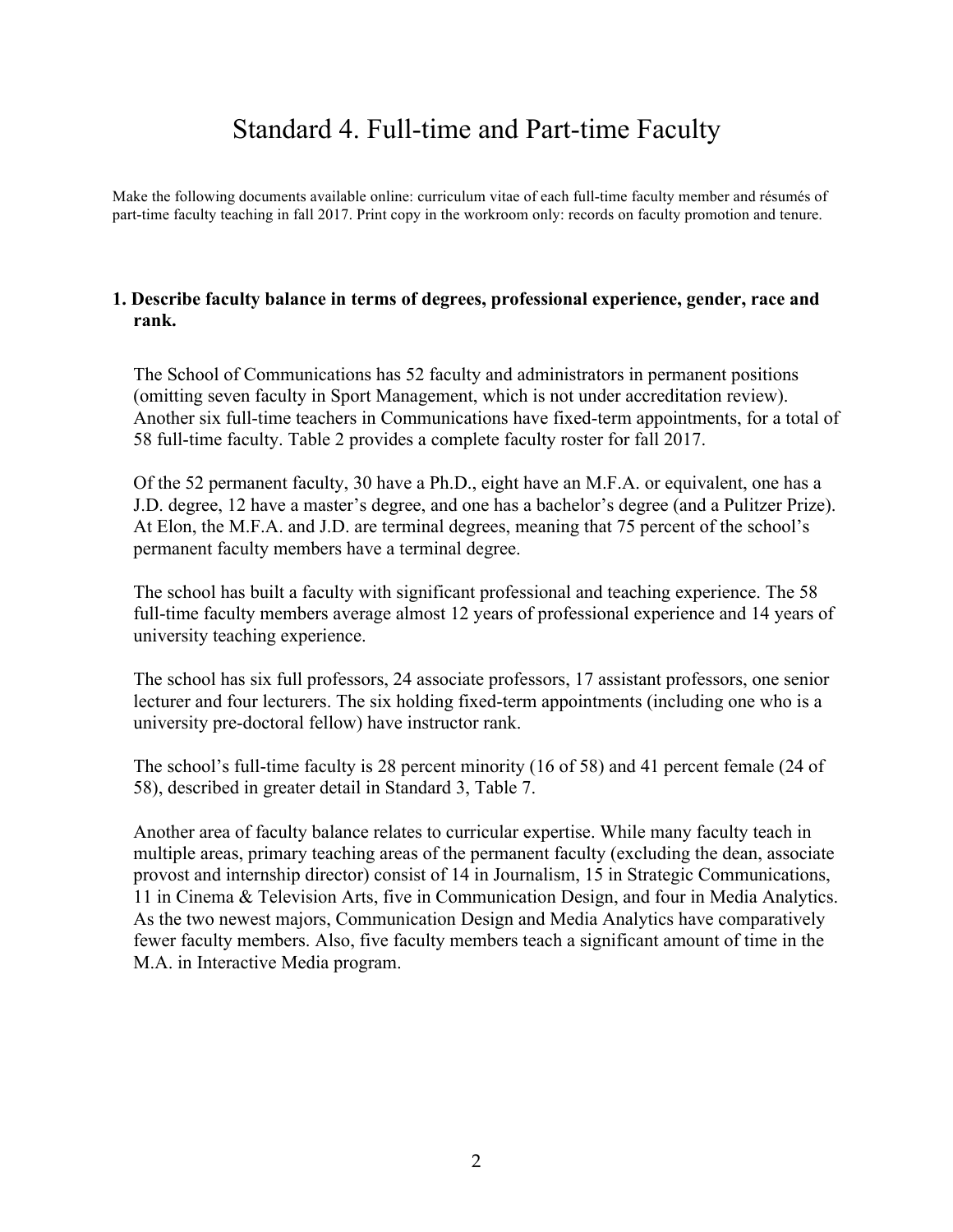# Standard 4. Full-time and Part-time Faculty

Make the following documents available online: curriculum vitae of each full-time faculty member and résumés of part-time faculty teaching in fall 2017. Print copy in the workroom only: records on faculty promotion and tenure.

**1. Describe faculty balance in terms of degrees, professional experience, gender, race and rank.**

The School of Communications has 52 faculty and administrators in permanent positions (omitting seven faculty in Sport Management, which is not under accreditation review). Another six full-time teachers in Communications have fixed-term appointments, for a total of 58 full-time faculty. Table 2 provides a complete faculty roster for fall 2017.

Of the 52 permanent faculty, 30 have a Ph.D., eight have an M.F.A. or equivalent, one has a J.D. degree, 12 have a master's degree, and one has a bachelor's degree (and a Pulitzer Prize). At Elon, the M.F.A. and J.D. are terminal degrees, meaning that 75 percent of the school's permanent faculty members have a terminal degree.

The school has built a faculty with significant professional and teaching experience. The 58 full-time faculty members average almost 12 years of professional experience and 14 years of university teaching experience.

The school has six full professors, 24 associate professors, 17 assistant professors, one senior lecturer and four lecturers. The six holding fixed-term appointments (including one who is a university pre-doctoral fellow) have instructor rank.

The school's full-time faculty is 28 percent minority (16 of 58) and 41 percent female (24 of 58), described in greater detail in Standard 3, Table 7.

Another area of faculty balance relates to curricular expertise. While many faculty teach in multiple areas, primary teaching areas of the permanent faculty (excluding the dean, associate provost and internship director) consist of 14 in Journalism, 15 in Strategic Communications, 11 in Cinema & Television Arts, five in Communication Design, and four in Media Analytics. As the two newest majors, Communication Design and Media Analytics have comparatively fewer faculty members. Also, five faculty members teach a significant amount of time in the M.A. in Interactive Media program.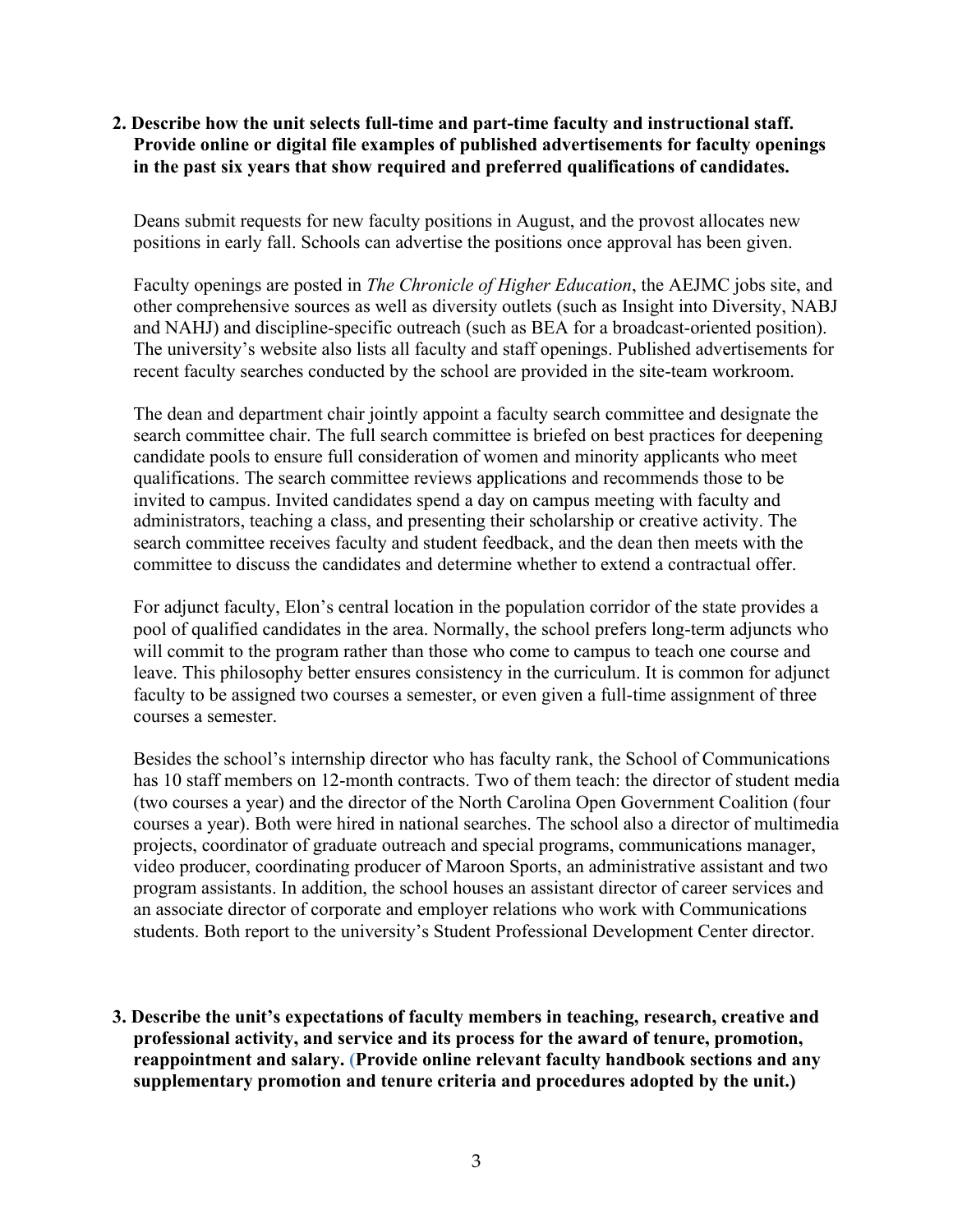**2. Describe how the unit selects full-time and part-time faculty and instructional staff. Provide online or digital file examples of published advertisements for faculty openings in the past six years that show required and preferred qualifications of candidates.**

Deans submit requests for new faculty positions in August, and the provost allocates new positions in early fall. Schools can advertise the positions once approval has been given.

Faculty openings are posted in *The Chronicle of Higher Education*, the AEJMC jobs site, and other comprehensive sources as well as diversity outlets (such as Insight into Diversity, NABJ and NAHJ) and discipline-specific outreach (such as BEA for a broadcast-oriented position). The university's website also lists all faculty and staff openings. Published advertisements for recent faculty searches conducted by the school are provided in the site-team workroom.

The dean and department chair jointly appoint a faculty search committee and designate the search committee chair. The full search committee is briefed on best practices for deepening candidate pools to ensure full consideration of women and minority applicants who meet qualifications. The search committee reviews applications and recommends those to be invited to campus. Invited candidates spend a day on campus meeting with faculty and administrators, teaching a class, and presenting their scholarship or creative activity. The search committee receives faculty and student feedback, and the dean then meets with the committee to discuss the candidates and determine whether to extend a contractual offer.

For adjunct faculty, Elon's central location in the population corridor of the state provides a pool of qualified candidates in the area. Normally, the school prefers long-term adjuncts who will commit to the program rather than those who come to campus to teach one course and leave. This philosophy better ensures consistency in the curriculum. It is common for adjunct faculty to be assigned two courses a semester, or even given a full-time assignment of three courses a semester.

Besides the school's internship director who has faculty rank, the School of Communications has 10 staff members on 12-month contracts. Two of them teach: the director of student media (two courses a year) and the director of the North Carolina Open Government Coalition (four courses a year). Both were hired in national searches. The school also a director of multimedia projects, coordinator of graduate outreach and special programs, communications manager, video producer, coordinating producer of Maroon Sports, an administrative assistant and two program assistants. In addition, the school houses an assistant director of career services and an associate director of corporate and employer relations who work with Communications students. Both report to the university's Student Professional Development Center director.

**3. Describe the unit's expectations of faculty members in teaching, research, creative and professional activity, and service and its process for the award of tenure, promotion, reappointment and salary. (Provide online relevant faculty handbook sections and any supplementary promotion and tenure criteria and procedures adopted by the unit.)**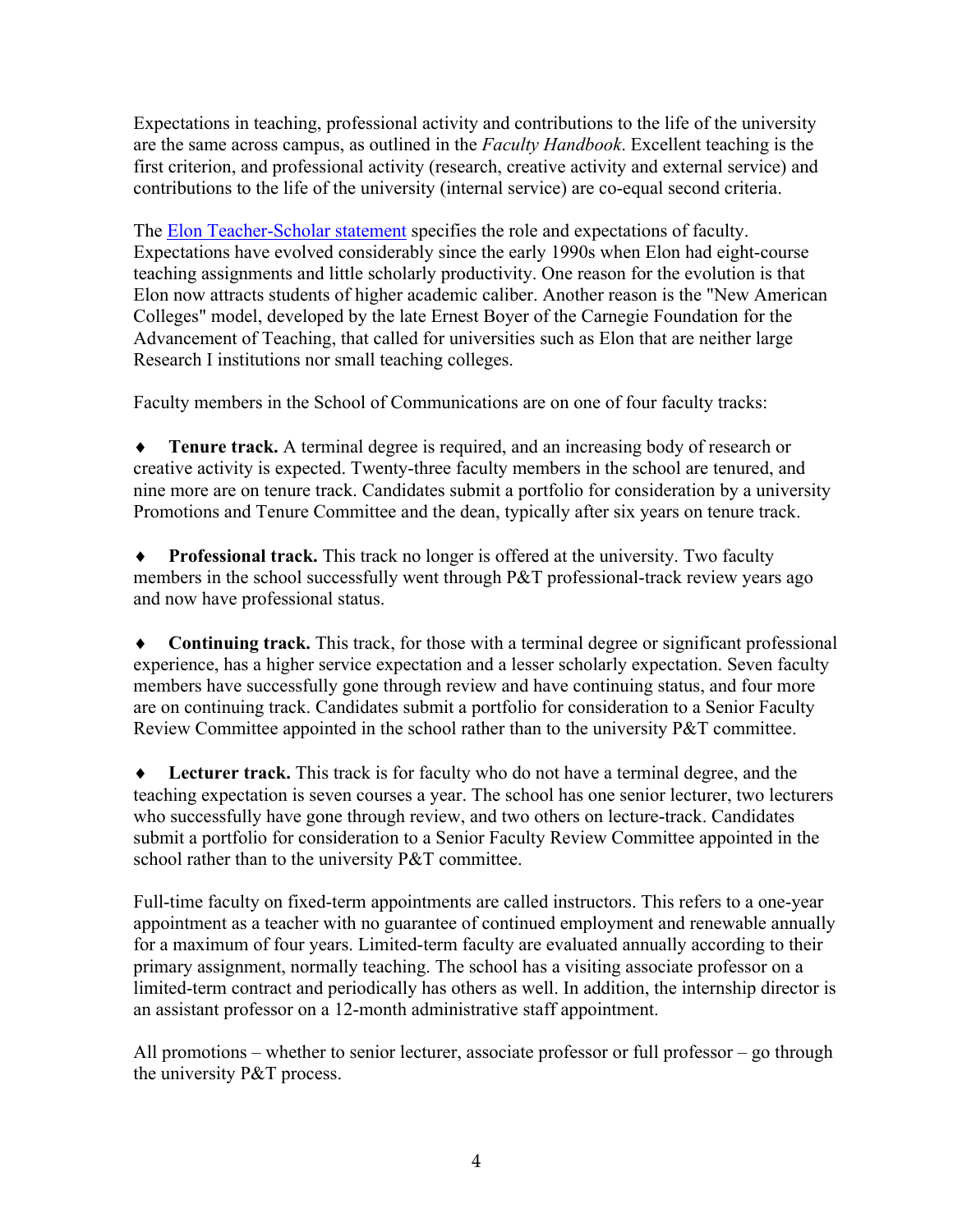Expectations in teaching, professional activity and contributions to the life of the university are the same across campus, as outlined in the *Faculty Handbook*. Excellent teaching is the first criterion, and professional activity (research, creative activity and external service) and contributions to the life of the university (internal service) are co-equal second criteria.

The [Elon Teacher-Scholar statement]() specifies the role and expectations of faculty. Expectations have evolved considerably since the early 1990s when Elon had eight-course teaching assignments and little scholarly productivity. One reason for the evolution is that Elon now attracts students of higher academic caliber. Another reason is the "New American Colleges" model, developed by the late Ernest Boyer of the Carnegie Foundation for the Advancement of Teaching, that called for universities such as Elon that are neither large Research I institutions nor small teaching colleges.

Faculty members in the School of Communications are on one of four faculty tracks:

♦ **Tenure track.** A terminal degree is required, and an increasing body of research or creative activity is expected. Twenty-three faculty members in the school are tenured, and nine more are on tenure track. Candidates submit a portfolio for consideration by a university Promotions and Tenure Committee and the dean, typically after six years on tenure track.

♦ **Professional track.** This track no longer is offered at the university. Two faculty members in the school successfully went through P&T professional-track review years ago and now have professional status.

♦ **Continuing track.** This track, for those with a terminal degree or significant professional experience, has a higher service expectation and a lesser scholarly expectation. Seven faculty members have successfully gone through review and have continuing status, and four more are on continuing track. Candidates submit a portfolio for consideration to a Senior Faculty Review Committee appointed in the school rather than to the university P&T committee.

♦ **Lecturer track.** This track is for faculty who do not have a terminal degree, and the teaching expectation is seven courses a year. The school has one senior lecturer, two lecturers who successfully have gone through review, and two others on lecture-track. Candidates submit a portfolio for consideration to a Senior Faculty Review Committee appointed in the school rather than to the university P&T committee.

Full-time faculty on fixed-term appointments are called instructors. This refers to a one-year appointment as a teacher with no guarantee of continued employment and renewable annually for a maximum of four years. Limited-term faculty are evaluated annually according to their primary assignment, normally teaching. The school has a visiting associate professor on a limited-term contract and periodically has others as well. In addition, the internship director is an assistant professor on a 12-month administrative staff appointment.

All promotions – whether to senior lecturer, associate professor or full professor – go through the university P&T process.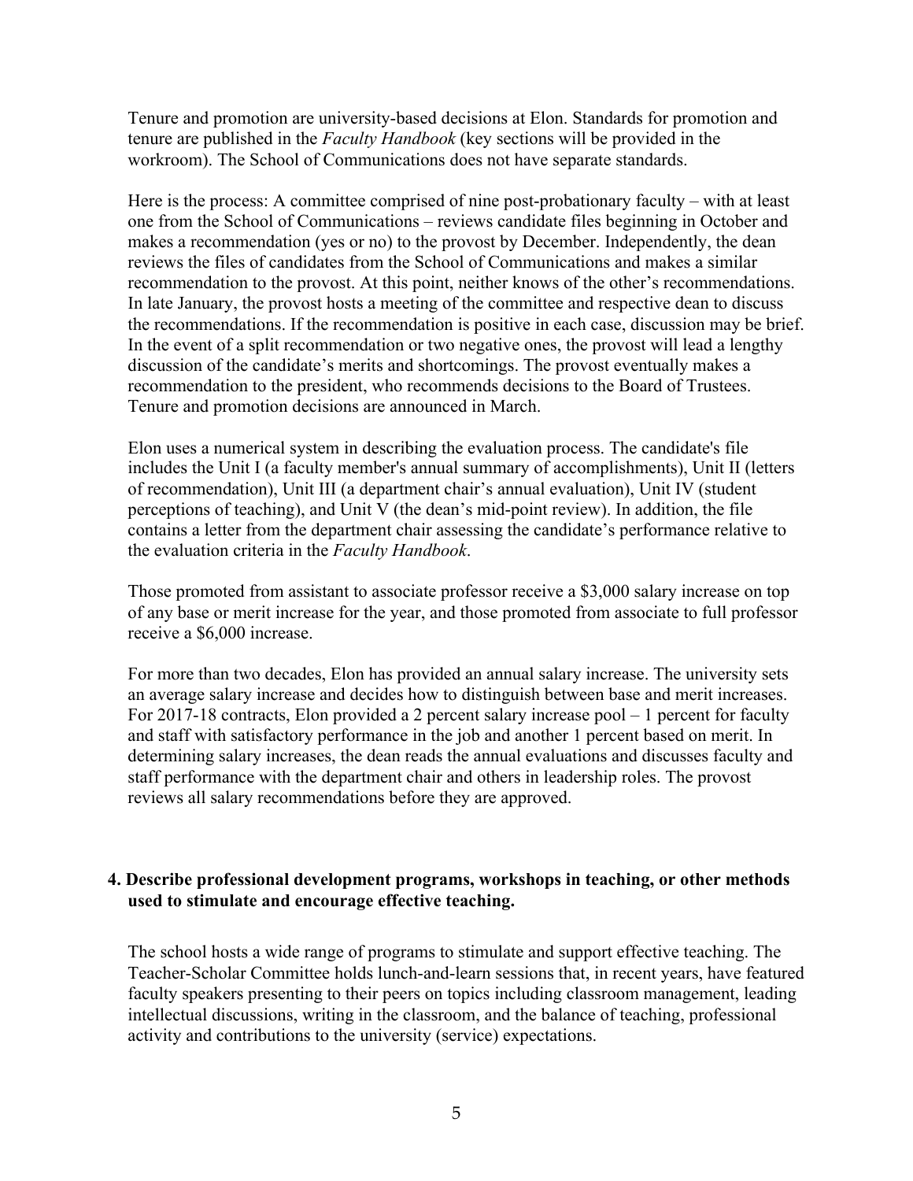Tenure and promotion are university-based decisions at Elon. Standards for promotion and tenure are published in the *Faculty Handbook* (key sections will be provided in the workroom). The School of Communications does not have separate standards.

Here is the process: A committee comprised of nine post-probationary faculty – with at least one from the School of Communications – reviews candidate files beginning in October and makes a recommendation (yes or no) to the provost by December. Independently, the dean reviews the files of candidates from the School of Communications and makes a similar recommendation to the provost. At this point, neither knows of the other's recommendations. In late January, the provost hosts a meeting of the committee and respective dean to discuss the recommendations. If the recommendation is positive in each case, discussion may be brief. In the event of a split recommendation or two negative ones, the provost will lead a lengthy discussion of the candidate's merits and shortcomings. The provost eventually makes a recommendation to the president, who recommends decisions to the Board of Trustees. Tenure and promotion decisions are announced in March.

Elon uses a numerical system in describing the evaluation process. The candidate's file includes the Unit I (a faculty member's annual summary of accomplishments), Unit II (letters of recommendation), Unit III (a department chair's annual evaluation), Unit IV (student perceptions of teaching), and Unit V (the dean's mid-point review). In addition, the file contains a letter from the department chair assessing the candidate's performance relative to the evaluation criteria in the *Faculty Handbook*.

Those promoted from assistant to associate professor receive a $3,000 salary increase on top of any base or merit increase for the year, and those promoted from associate to full professor receive a $6,000 increase.

For more than two decades, Elon has provided an annual salary increase. The university sets an average salary increase and decides how to distinguish between base and merit increases. For 2017-18 contracts, Elon provided a 2 percent salary increase pool – 1 percent for faculty and staff with satisfactory performance in the job and another 1 percent based on merit. In determining salary increases, the dean reads the annual evaluations and discusses faculty and staff performance with the department chair and others in leadership roles. The provost reviews all salary recommendations before they are approved.

**4. Describe professional development programs, workshops in teaching, or other methods used to stimulate and encourage effective teaching.**

The school hosts a wide range of programs to stimulate and support effective teaching. The Teacher-Scholar Committee holds lunch-and-learn sessions that, in recent years, have featured faculty speakers presenting to their peers on topics including classroom management, leading intellectual discussions, writing in the classroom, and the balance of teaching, professional activity and contributions to the university (service) expectations.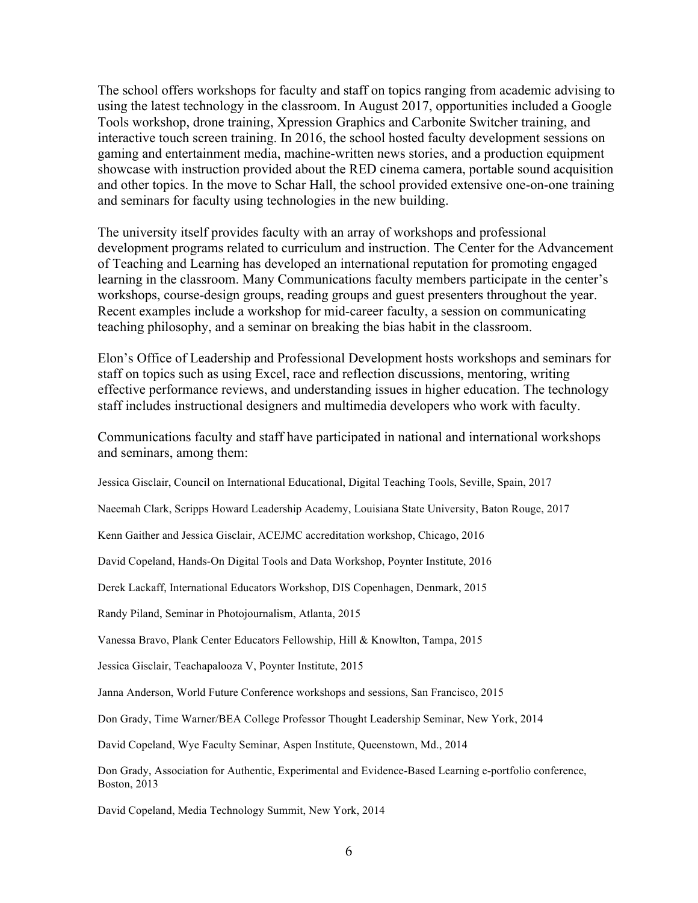The school offers workshops for faculty and staff on topics ranging from academic advising to using the latest technology in the classroom. In August 2017, opportunities included a Google Tools workshop, drone training, Xpression Graphics and Carbonite Switcher training, and interactive touch screen training. In 2016, the school hosted faculty development sessions on gaming and entertainment media, machine-written news stories, and a production equipment showcase with instruction provided about the RED cinema camera, portable sound acquisition and other topics. In the move to Schar Hall, the school provided extensive one-on-one training and seminars for faculty using technologies in the new building.

The university itself provides faculty with an array of workshops and professional development programs related to curriculum and instruction. The Center for the Advancement of Teaching and Learning has developed an international reputation for promoting engaged learning in the classroom. Many Communications faculty members participate in the center's workshops, course-design groups, reading groups and guest presenters throughout the year. Recent examples include a workshop for mid-career faculty, a session on communicating teaching philosophy, and a seminar on breaking the bias habit in the classroom.

Elon's Office of Leadership and Professional Development hosts workshops and seminars for staff on topics such as using Excel, race and reflection discussions, mentoring, writing effective performance reviews, and understanding issues in higher education. The technology staff includes instructional designers and multimedia developers who work with faculty.

Communications faculty and staff have participated in national and international workshops and seminars, among them:

Jessica Gisclair, Council on International Educational, Digital Teaching Tools, Seville, Spain, 2017

Naeemah Clark, Scripps Howard Leadership Academy, Louisiana State University, Baton Rouge, 2017

Kenn Gaither and Jessica Gisclair, ACEJMC accreditation workshop, Chicago, 2016

David Copeland, Hands-On Digital Tools and Data Workshop, Poynter Institute, 2016

Derek Lackaff, International Educators Workshop, DIS Copenhagen, Denmark, 2015

Randy Piland, Seminar in Photojournalism, Atlanta, 2015

Vanessa Bravo, Plank Center Educators Fellowship, Hill & Knowlton, Tampa, 2015

Jessica Gisclair, Teachapalooza V, Poynter Institute, 2015

Janna Anderson, World Future Conference workshops and sessions, San Francisco, 2015

Don Grady, Time Warner/BEA College Professor Thought Leadership Seminar, New York, 2014

David Copeland, Wye Faculty Seminar, Aspen Institute, Queenstown, Md., 2014

Don Grady, Association for Authentic, Experimental and Evidence-Based Learning e-portfolio conference, Boston, 2013

David Copeland, Media Technology Summit, New York, 2014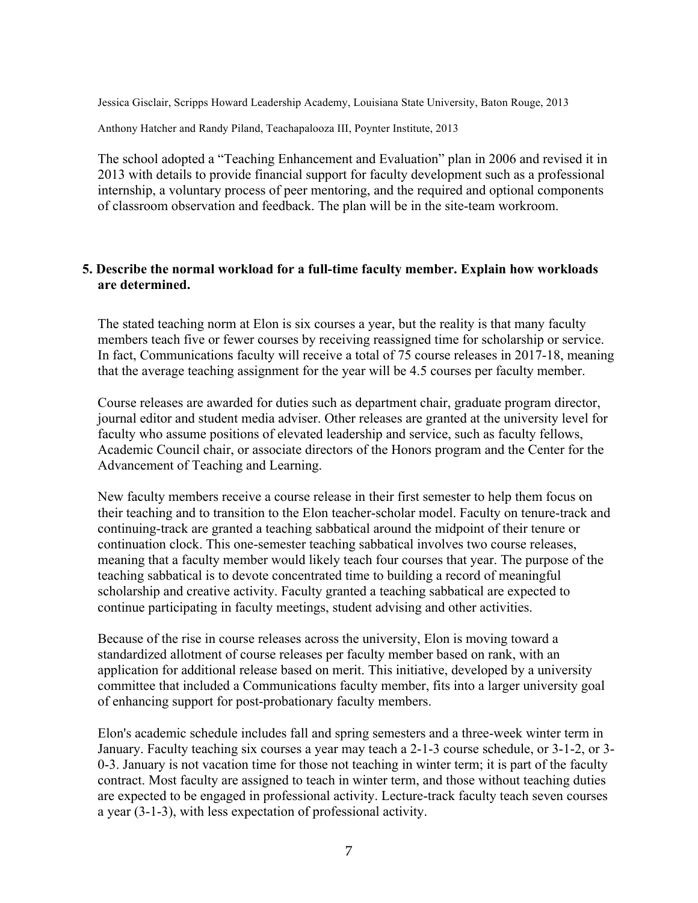Jessica Gisclair, Scripps Howard Leadership Academy, Louisiana State University, Baton Rouge, 2013

Anthony Hatcher and Randy Piland, Teachapalooza III, Poynter Institute, 2013

The school adopted a "Teaching Enhancement and Evaluation" plan in 2006 and revised it in 2013 with details to provide financial support for faculty development such as a professional internship, a voluntary process of peer mentoring, and the required and optional components of classroom observation and feedback. The plan will be in the site-team workroom.

**5. Describe the normal workload for a full-time faculty member. Explain how workloads are determined.**

The stated teaching norm at Elon is six courses a year, but the reality is that many faculty members teach five or fewer courses by receiving reassigned time for scholarship or service. In fact, Communications faculty will receive a total of 75 course releases in 2017-18, meaning that the average teaching assignment for the year will be 4.5 courses per faculty member.

Course releases are awarded for duties such as department chair, graduate program director, journal editor and student media adviser. Other releases are granted at the university level for faculty who assume positions of elevated leadership and service, such as faculty fellows, Academic Council chair, or associate directors of the Honors program and the Center for the Advancement of Teaching and Learning.

New faculty members receive a course release in their first semester to help them focus on their teaching and to transition to the Elon teacher-scholar model. Faculty on tenure-track and continuing-track are granted a teaching sabbatical around the midpoint of their tenure or continuation clock. This one-semester teaching sabbatical involves two course releases, meaning that a faculty member would likely teach four courses that year. The purpose of the teaching sabbatical is to devote concentrated time to building a record of meaningful scholarship and creative activity. Faculty granted a teaching sabbatical are expected to continue participating in faculty meetings, student advising and other activities.

Because of the rise in course releases across the university, Elon is moving toward a standardized allotment of course releases per faculty member based on rank, with an application for additional release based on merit. This initiative, developed by a university committee that included a Communications faculty member, fits into a larger university goal of enhancing support for post-probationary faculty members.

Elon's academic schedule includes fall and spring semesters and a three-week winter term in January. Faculty teaching six courses a year may teach a 2-1-3 course schedule, or 3-1-2, or 3-0-3. January is not vacation time for those not teaching in winter term; it is part of the faculty contract. Most faculty are assigned to teach in winter term, and those without teaching duties are expected to be engaged in professional activity. Lecture-track faculty teach seven courses a year (3-1-3), with less expectation of professional activity.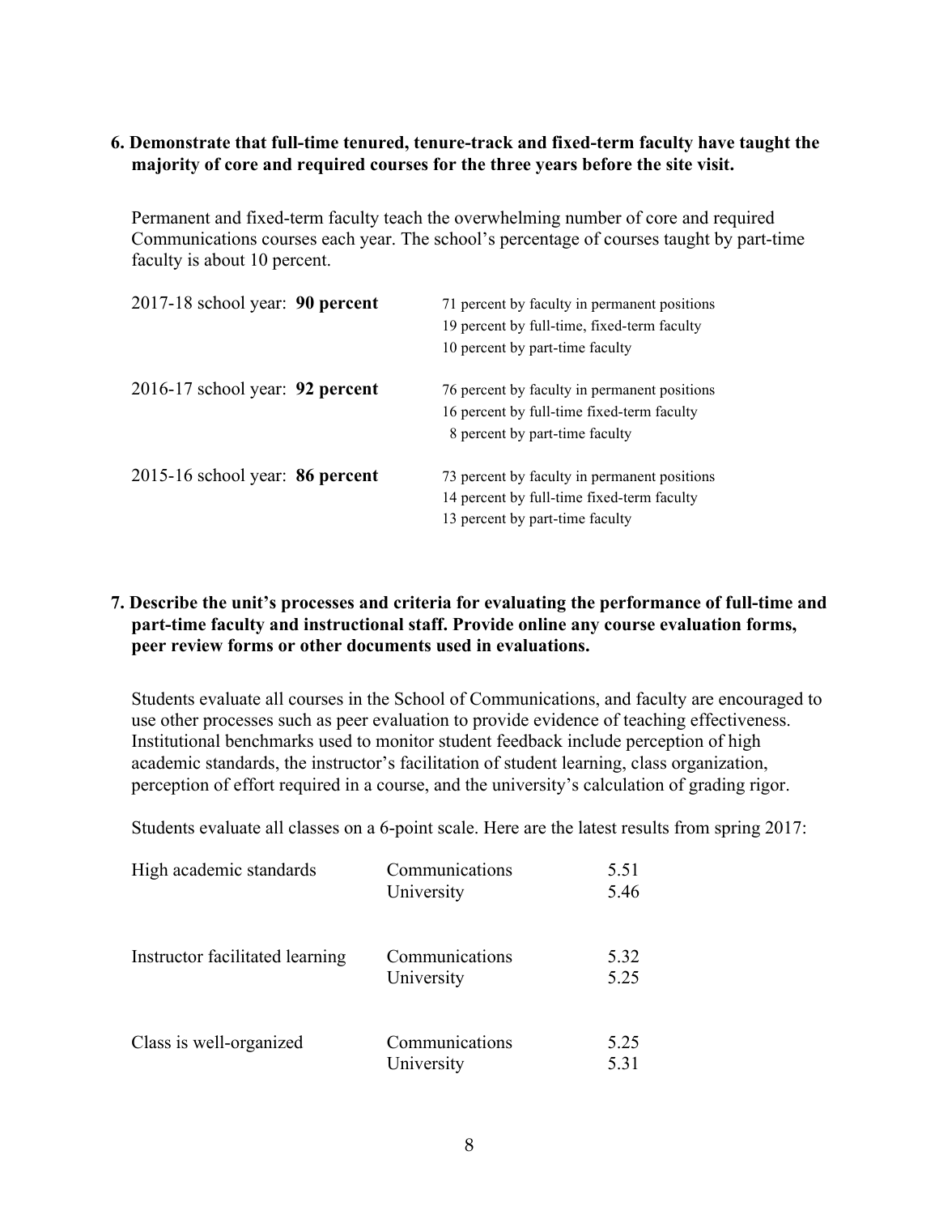**6. Demonstrate that full-time tenured, tenure-track and fixed-term faculty have taught the majority of core and required courses for the three years before the site visit.**

Permanent and fixed-term faculty teach the overwhelming number of core and required Communications courses each year. The school's percentage of courses taught by part-time faculty is about 10 percent.

| | |
|---|---|
| 2017-18 school year: **90 percent** | 71 percent by faculty in permanent positions<br>19 percent by full-time, fixed-term faculty<br>10 percent by part-time faculty |
| 2016-17 school year: **92 percent** | 76 percent by faculty in permanent positions<br>16 percent by full-time fixed-term faculty<br>8 percent by part-time faculty |
| 2015-16 school year: **86 percent** | 73 percent by faculty in permanent positions<br>14 percent by full-time fixed-term faculty<br>13 percent by part-time faculty |

**7. Describe the unit's processes and criteria for evaluating the performance of full-time and part-time faculty and instructional staff. Provide online any course evaluation forms, peer review forms or other documents used in evaluations.**

Students evaluate all courses in the School of Communications, and faculty are encouraged to use other processes such as peer evaluation to provide evidence of teaching effectiveness. Institutional benchmarks used to monitor student feedback include perception of high academic standards, the instructor's facilitation of student learning, class organization, perception of effort required in a course, and the university's calculation of grading rigor.

Students evaluate all classes on a 6-point scale. Here are the latest results from spring 2017:

| | | |
|---|---|---|
| High academic standards | Communications | 5.51 |
| | University | 5.46 |
| Instructor facilitated learning | Communications | 5.32 |
| | University | 5.25 |
| Class is well-organized | Communications | 5.25 |
| | University | 5.31 |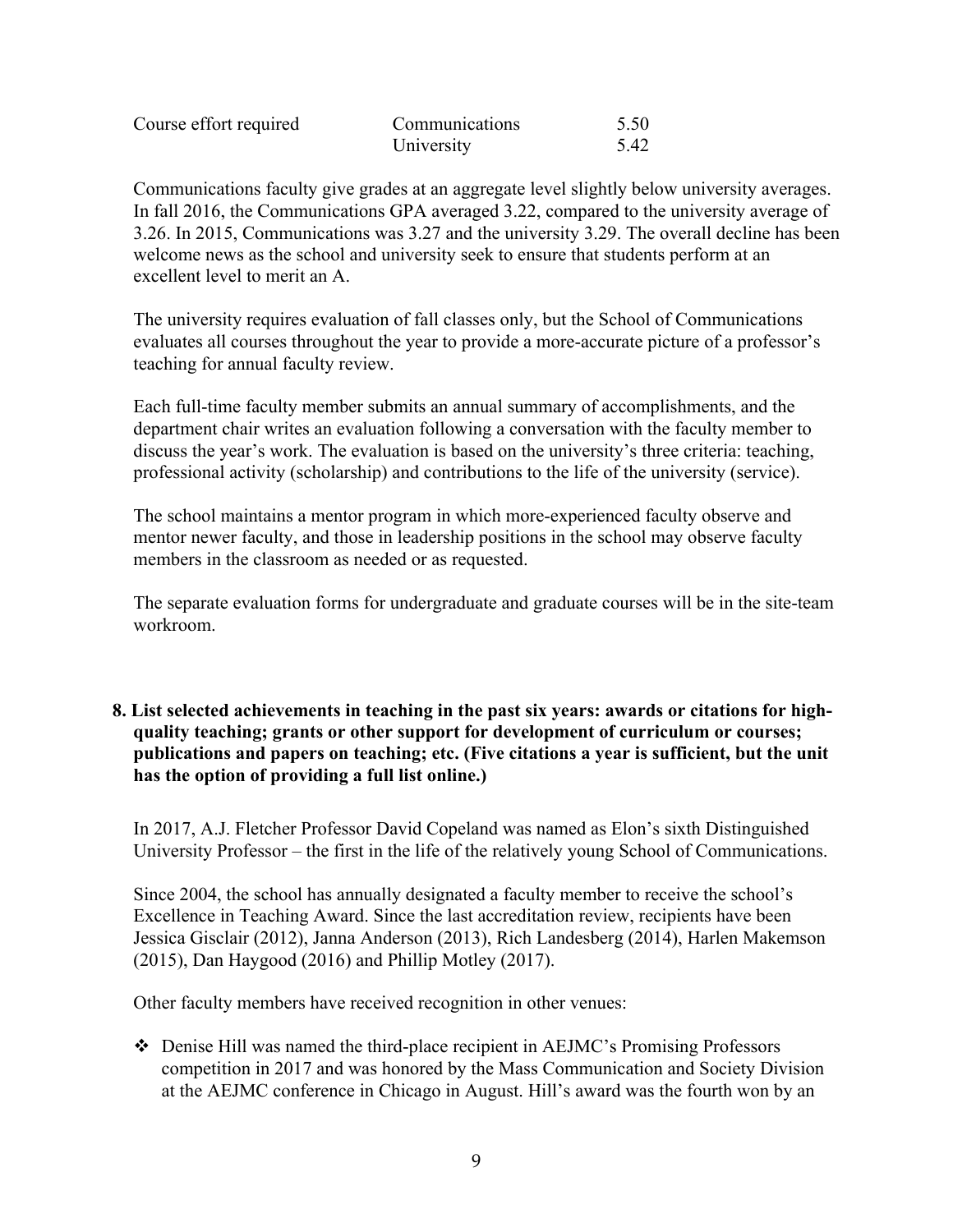| | | |
|---|---|---|
| Course effort required | Communications | 5.50 |
| | University | 5.42 |

Communications faculty give grades at an aggregate level slightly below university averages. In fall 2016, the Communications GPA averaged 3.22, compared to the university average of 3.26. In 2015, Communications was 3.27 and the university 3.29. The overall decline has been welcome news as the school and university seek to ensure that students perform at an excellent level to merit an A.

The university requires evaluation of fall classes only, but the School of Communications evaluates all courses throughout the year to provide a more-accurate picture of a professor's teaching for annual faculty review.

Each full-time faculty member submits an annual summary of accomplishments, and the department chair writes an evaluation following a conversation with the faculty member to discuss the year's work. The evaluation is based on the university's three criteria: teaching, professional activity (scholarship) and contributions to the life of the university (service).

The school maintains a mentor program in which more-experienced faculty observe and mentor newer faculty, and those in leadership positions in the school may observe faculty members in the classroom as needed or as requested.

The separate evaluation forms for undergraduate and graduate courses will be in the site-team workroom.

**8. List selected achievements in teaching in the past six years: awards or citations for high-quality teaching; grants or other support for development of curriculum or courses; publications and papers on teaching; etc. (Five citations a year is sufficient, but the unit has the option of providing a full list online.)**

In 2017, A.J. Fletcher Professor David Copeland was named as Elon's sixth Distinguished University Professor – the first in the life of the relatively young School of Communications.

Since 2004, the school has annually designated a faculty member to receive the school's Excellence in Teaching Award. Since the last accreditation review, recipients have been Jessica Gisclair (2012), Janna Anderson (2013), Rich Landesberg (2014), Harlen Makemson (2015), Dan Haygood (2016) and Phillip Motley (2017).

Other faculty members have received recognition in other venues:

- Denise Hill was named the third-place recipient in AEJMC's Promising Professors competition in 2017 and was honored by the Mass Communication and Society Division at the AEJMC conference in Chicago in August. Hill's award was the fourth won by an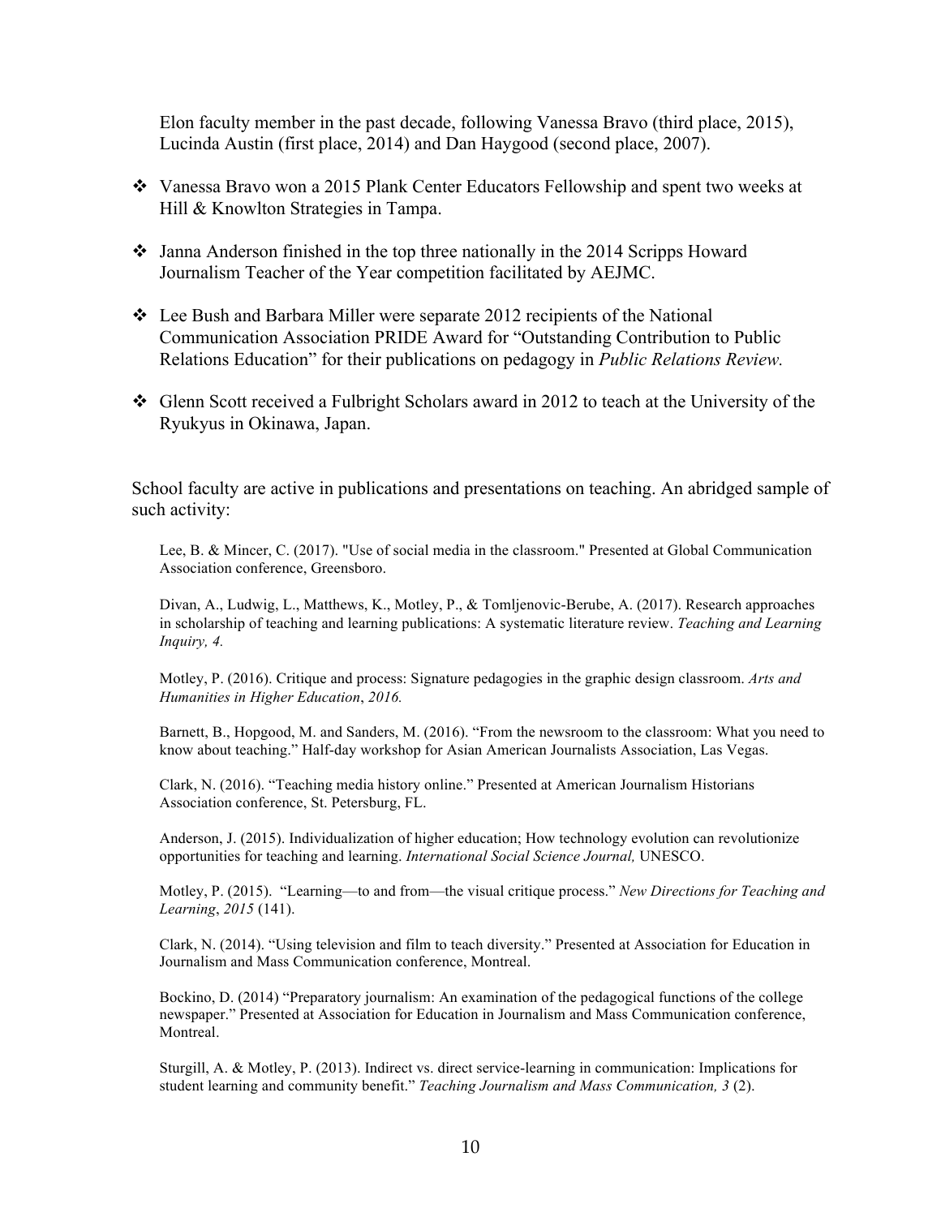Elon faculty member in the past decade, following Vanessa Bravo (third place, 2015), Lucinda Austin (first place, 2014) and Dan Haygood (second place, 2007).

- Vanessa Bravo won a 2015 Plank Center Educators Fellowship and spent two weeks at Hill & Knowlton Strategies in Tampa.

- Janna Anderson finished in the top three nationally in the 2014 Scripps Howard Journalism Teacher of the Year competition facilitated by AEJMC.

- Lee Bush and Barbara Miller were separate 2012 recipients of the National Communication Association PRIDE Award for "Outstanding Contribution to Public Relations Education" for their publications on pedagogy in *Public Relations Review.*

- Glenn Scott received a Fulbright Scholars award in 2012 to teach at the University of the Ryukyus in Okinawa, Japan.

School faculty are active in publications and presentations on teaching. An abridged sample of such activity:

Lee, B. & Mincer, C. (2017). "Use of social media in the classroom." Presented at Global Communication Association conference, Greensboro.

Divan, A., Ludwig, L., Matthews, K., Motley, P., & Tomljenovic-Berube, A. (2017). Research approaches in scholarship of teaching and learning publications: A systematic literature review. *Teaching and Learning Inquiry, 4.*

Motley, P. (2016). Critique and process: Signature pedagogies in the graphic design classroom. *Arts and Humanities in Higher Education*, *2016.*

Barnett, B., Hopgood, M. and Sanders, M. (2016). "From the newsroom to the classroom: What you need to know about teaching." Half-day workshop for Asian American Journalists Association, Las Vegas.

Clark, N. (2016). "Teaching media history online." Presented at American Journalism Historians Association conference, St. Petersburg, FL.

Anderson, J. (2015). Individualization of higher education; How technology evolution can revolutionize opportunities for teaching and learning. *International Social Science Journal,* UNESCO.

Motley, P. (2015). "Learning—to and from—the visual critique process." *New Directions for Teaching and Learning*, *2015* (141).

Clark, N. (2014). "Using television and film to teach diversity." Presented at Association for Education in Journalism and Mass Communication conference, Montreal.

Bockino, D. (2014) "Preparatory journalism: An examination of the pedagogical functions of the college newspaper." Presented at Association for Education in Journalism and Mass Communication conference, Montreal.

Sturgill, A. & Motley, P. (2013). Indirect vs. direct service-learning in communication: Implications for student learning and community benefit." *Teaching Journalism and Mass Communication, 3* (2).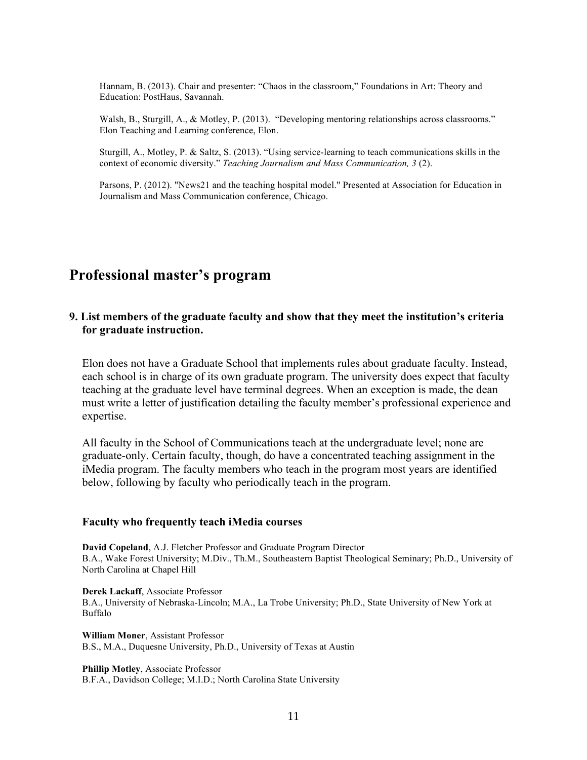Hannam, B. (2013). Chair and presenter: "Chaos in the classroom," Foundations in Art: Theory and Education: PostHaus, Savannah.

Walsh, B., Sturgill, A., & Motley, P. (2013). "Developing mentoring relationships across classrooms." Elon Teaching and Learning conference, Elon.

Sturgill, A., Motley, P. & Saltz, S. (2013). "Using service-learning to teach communications skills in the context of economic diversity." *Teaching Journalism and Mass Communication, 3* (2).

Parsons, P. (2012). "News21 and the teaching hospital model." Presented at Association for Education in Journalism and Mass Communication conference, Chicago.

## Professional master's program

### 9. List members of the graduate faculty and show that they meet the institution's criteria for graduate instruction.

Elon does not have a Graduate School that implements rules about graduate faculty. Instead, each school is in charge of its own graduate program. The university does expect that faculty teaching at the graduate level have terminal degrees. When an exception is made, the dean must write a letter of justification detailing the faculty member's professional experience and expertise.

All faculty in the School of Communications teach at the undergraduate level; none are graduate-only. Certain faculty, though, do have a concentrated teaching assignment in the iMedia program. The faculty members who teach in the program most years are identified below, following by faculty who periodically teach in the program.

#### Faculty who frequently teach iMedia courses

**David Copeland**, A.J. Fletcher Professor and Graduate Program Director
B.A., Wake Forest University; M.Div., Th.M., Southeastern Baptist Theological Seminary; Ph.D., University of North Carolina at Chapel Hill

**Derek Lackaff**, Associate Professor
B.A., University of Nebraska-Lincoln; M.A., La Trobe University; Ph.D., State University of New York at Buffalo

**William Moner**, Assistant Professor
B.S., M.A., Duquesne University, Ph.D., University of Texas at Austin

**Phillip Motley**, Associate Professor
B.F.A., Davidson College; M.I.D.; North Carolina State University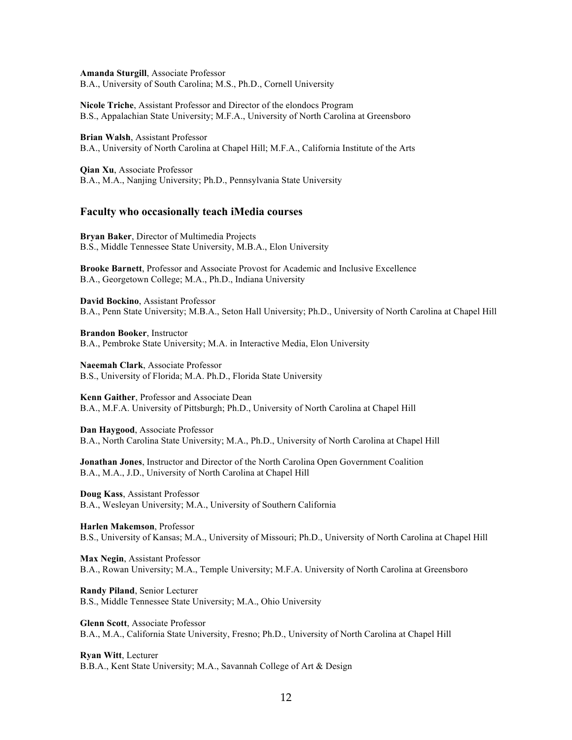**Amanda Sturgill**, Associate Professor
B.A., University of South Carolina; M.S., Ph.D., Cornell University

**Nicole Triche**, Assistant Professor and Director of the elondocs Program
B.S., Appalachian State University; M.F.A., University of North Carolina at Greensboro

**Brian Walsh**, Assistant Professor
B.A., University of North Carolina at Chapel Hill; M.F.A., California Institute of the Arts

**Qian Xu**, Associate Professor
B.A., M.A., Nanjing University; Ph.D., Pennsylvania State University

## Faculty who occasionally teach iMedia courses

**Bryan Baker**, Director of Multimedia Projects
B.S., Middle Tennessee State University, M.B.A., Elon University

**Brooke Barnett**, Professor and Associate Provost for Academic and Inclusive Excellence
B.A., Georgetown College; M.A., Ph.D., Indiana University

**David Bockino**, Assistant Professor
B.A., Penn State University; M.B.A., Seton Hall University; Ph.D., University of North Carolina at Chapel Hill

**Brandon Booker**, Instructor
B.A., Pembroke State University; M.A. in Interactive Media, Elon University

**Naeemah Clark**, Associate Professor
B.S., University of Florida; M.A. Ph.D., Florida State University

**Kenn Gaither**, Professor and Associate Dean
B.A., M.F.A. University of Pittsburgh; Ph.D., University of North Carolina at Chapel Hill

**Dan Haygood**, Associate Professor
B.A., North Carolina State University; M.A., Ph.D., University of North Carolina at Chapel Hill

**Jonathan Jones**, Instructor and Director of the North Carolina Open Government Coalition
B.A., M.A., J.D., University of North Carolina at Chapel Hill

**Doug Kass**, Assistant Professor
B.A., Wesleyan University; M.A., University of Southern California

**Harlen Makemson**, Professor
B.S., University of Kansas; M.A., University of Missouri; Ph.D., University of North Carolina at Chapel Hill

**Max Negin**, Assistant Professor
B.A., Rowan University; M.A., Temple University; M.F.A. University of North Carolina at Greensboro

**Randy Piland**, Senior Lecturer
B.S., Middle Tennessee State University; M.A., Ohio University

**Glenn Scott**, Associate Professor
B.A., M.A., California State University, Fresno; Ph.D., University of North Carolina at Chapel Hill

**Ryan Witt**, Lecturer
B.B.A., Kent State University; M.A., Savannah College of Art & Design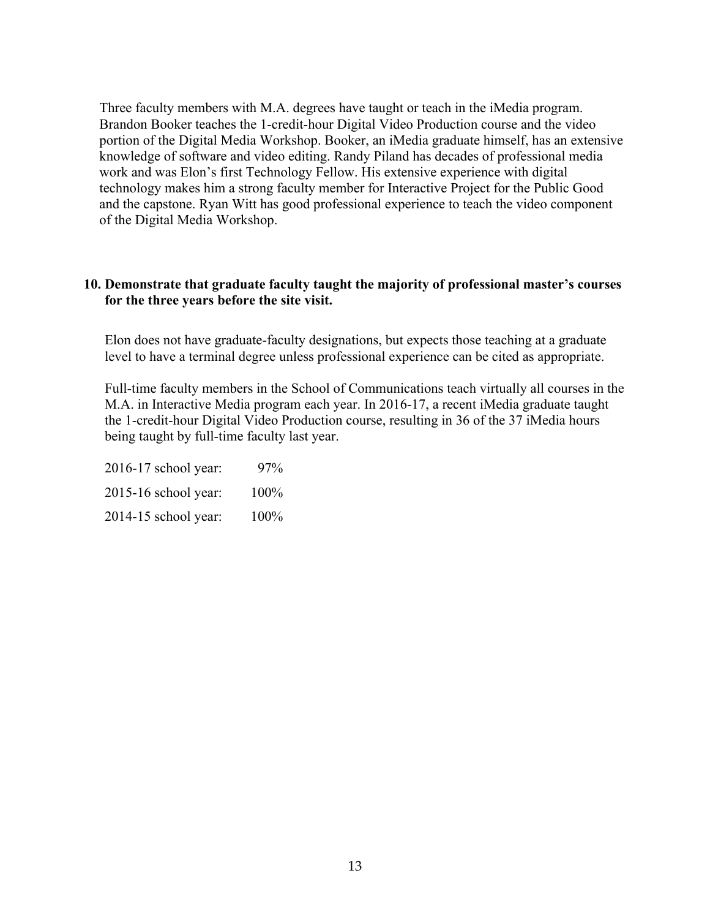Three faculty members with M.A. degrees have taught or teach in the iMedia program. Brandon Booker teaches the 1-credit-hour Digital Video Production course and the video portion of the Digital Media Workshop. Booker, an iMedia graduate himself, has an extensive knowledge of software and video editing. Randy Piland has decades of professional media work and was Elon's first Technology Fellow. His extensive experience with digital technology makes him a strong faculty member for Interactive Project for the Public Good and the capstone. Ryan Witt has good professional experience to teach the video component of the Digital Media Workshop.

**10. Demonstrate that graduate faculty taught the majority of professional master's courses for the three years before the site visit.**

Elon does not have graduate-faculty designations, but expects those teaching at a graduate level to have a terminal degree unless professional experience can be cited as appropriate.

Full-time faculty members in the School of Communications teach virtually all courses in the M.A. in Interactive Media program each year. In 2016-17, a recent iMedia graduate taught the 1-credit-hour Digital Video Production course, resulting in 36 of the 37 iMedia hours being taught by full-time faculty last year.

| | |
|---|---|
| 2016-17 school year: | 97% |
| 2015-16 school year: | 100% |
| 2014-15 school year: | 100% |